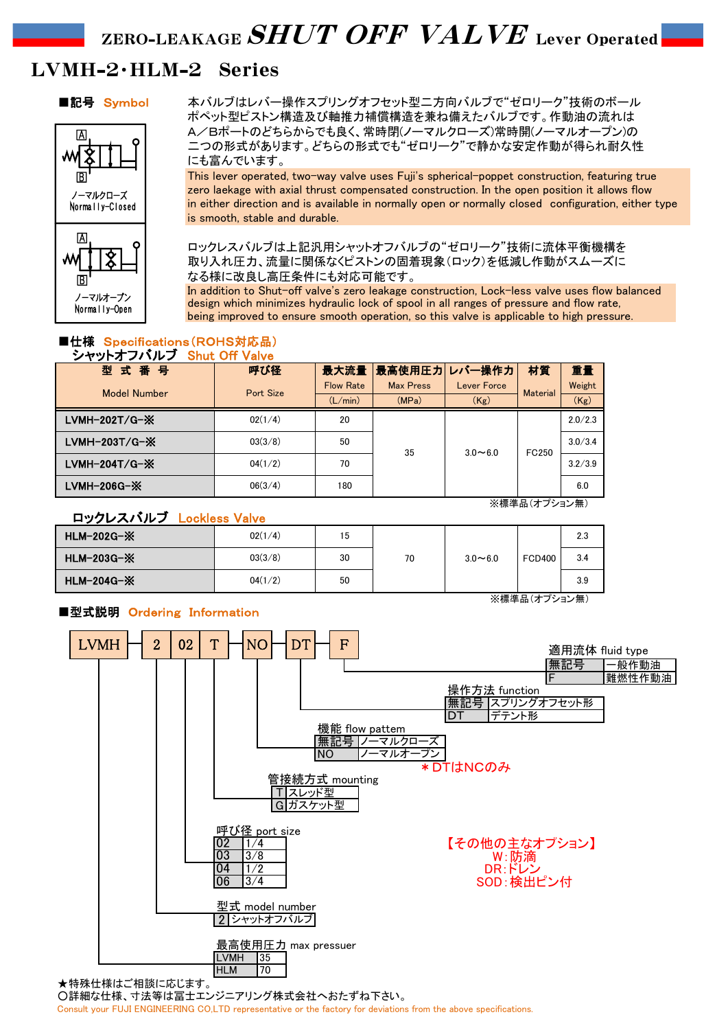# ZERO-LEAKAGE SHUT OFF VALVE Lever Operated

## LVMH-2・HLM-2 Series

### ■記号 Symbol

A
B
ノーマルクローズ
Normally-Closed

A
B
ノーマルオープン
Normally-Open

本バルブはレバー操作スプリングオフセット型二方向バルブで"ゼロリーク"技術のボールポペット型ピストン構造及び軸推力補償構造を兼ね備えたバルブです。作動油の流れはA／Bポートのどちらからでも良く、常時閉(ノーマルクローズ)常時開(ノーマルオープン)の二つの形式があります。どちらの形式でも"ゼロリーク"で静かな安定作動が得られ耐久性にも富んでいます。

This lever operated, two-way valve uses Fuji's spherical-poppet construction, featuring true zero laekage with axial thrust compensated construction. In the open position it allows flow in either direction and is available in normally open or normally closed configuration, either type is smooth, stable and durable.

ロックレスバルブは上記汎用シャットオフバルブの"ゼロリーク"技術に流体平衡機構を取り入れ圧力、流量に関係なくピストンの固着現象(ロック)を低減し作動がスムーズになる様に改良し高圧条件にも対応可能です。

In addition to Shut-off valve's zero leakage construction, Lock-less valve uses flow balanced design which minimizes hydraulic lock of spool in all ranges of pressure and flow rate, being improved to ensure smooth operation, so this valve is applicable to high pressure.

### ■仕様 Specifications(ROHS対応品)

シャットオフバルブ Shut Off Valve

| 型 式 番 号<br>Model Number | 呼び径<br>Port Size | 最大流量<br>Flow Rate<br>(L/min) | 最高使用圧力<br>Max Press<br>(MPa) | レバー操作力<br>Lever Force<br>(Kg) | 材質<br>Material | 重量<br>Weight<br>(Kg) |
|---|---|---|---|---|---|---|
| LVMH-202T/G-※ | 02(1/4) | 20 | 35 | 3.0～6.0 | FC250 | 2.0/2.3 |
| LVMH-203T/G-※ | 03(3/8) | 50 | | | | 3.0/3.4 |
| LVMH-204T/G-※ | 04(1/2) | 70 | | | | 3.2/3.9 |
| LVMH-206G-※ | 06(3/4) | 180 | | | | 6.0 |

※標準品(オプション無)

ロックレスバルブ Lockless Valve

| 型 式 番 号<br>Model Number | 呼び径<br>Port Size | 最大流量<br>Flow Rate<br>(L/min) | 最高使用圧力<br>Max Press<br>(MPa) | レバー操作力<br>Lever Force<br>(Kg) | 材質<br>Material | 重量<br>Weight<br>(Kg) |
|---|---|---|---|---|---|---|
| HLM-202G-※ | 02(1/4) | 15 | 70 | 3.0～6.0 | FCD400 | 2.3 |
| HLM-203G-※ | 03(3/8) | 30 | | | | 3.4 |
| HLM-204G-※ | 04(1/2) | 50 | | | | 3.9 |

※標準品(オプション無)

### ■型式説明 Ordering Information

LVMH — 2 02 T — NO — DT — F

適用流体 fluid type

| 無記号 | 一般作動油 |
|---|---|
| F | 難燃性作動油 |

操作方法 function

| 無記号 | スプリングオフセット形 |
|---|---|
| DT | デテント形 |

機能 flow pattem

| 無記号 | ノーマルクローズ |
|---|---|
| NO | ノーマルオープン |

＊DTはNCのみ

管接続方式 mounting

| T | スレッド型 |
|---|---|
| G | ガスケット型 |

呼び径 port size

| 02 | 1/4 |
|---|---|
| 03 | 3/8 |
| 04 | 1/2 |
| 06 | 3/4 |

型式 model number

| 2 | シャットオフバルブ |
|---|---|

最高使用圧力 max pressuer

| LVMH | 35 |
|---|---|
| HLM | 70 |

【その他の主なオプション】
W：防滴
DR：ドレン
SOD：検出ピン付

★特殊仕様はご相談に応じます。
○詳細な仕様、寸法等は冨士エンジニアリング株式会社へおたずね下さい。
Consult your FUJI ENGINEERING CO,LTD representative or the factory for deviations from the above specifications.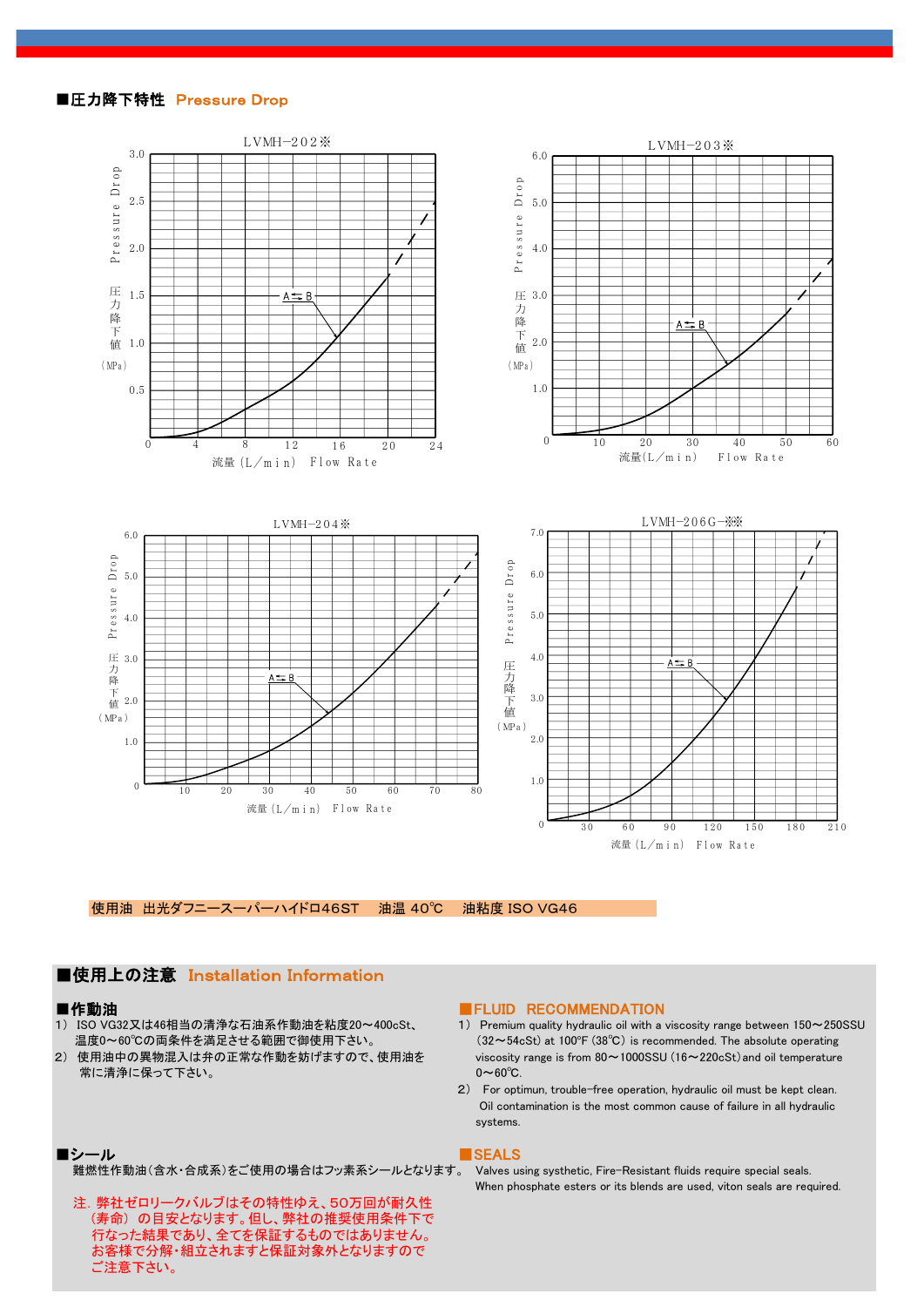## ■圧力降下特性 Pressure Drop

LVMH−202※

Pressure Drop 圧力降下値 (MPa)

3.0 2.5 2.0 1.5 1.0 0.5

A⇆B

0 4 8 12 16 20 24

流量 (L/min) Flow Rate

LVMH−203※

Pressure Drop 圧力降下値 (MPa)

6.0 5.0 4.0 3.0 2.0 1.0 0

A⇆B

10 20 30 40 50 60

流量 (L/min) Flow Rate

LVMH−204※

Pressure Drop 圧力降下値 (MPa)

6.0 5.0 4.0 3.0 2.0 1.0 0

A⇆B

10 20 30 40 50 60 70 80

流量 (L/min) Flow Rate

LVMH−206G−※※

Pressure Drop 圧力降下値 (MPa)

7.0 6.0 5.0 4.0 3.0 2.0 1.0 0

A⇆B

30 60 90 120 150 180 210

流量 (L/min) Flow Rate

使用油 出光ダフニースーパーハイドロ46ST 油温 40℃ 油粘度 ISO VG46

## ■使用上の注意 Installation Information

### ■作動油

1) ISO VG32又は46相当の清浄な石油系作動油を粘度20～400cSt、温度0～60℃の両条件を満足させる範囲で御使用下さい。
2) 使用油中の異物混入は弁の正常な作動を妨げますので、使用油を常に清浄に保って下さい。

### ■FLUID RECOMMENDATION

1) Premium quality hydraulic oil with a viscosity range between 150～250SSU (32～54cSt) at 100°F (38℃) is recommended. The absolute operating viscosity range is from 80～1000SSU (16～220cSt) and oil temperature 0～60℃.
2) For optimun, trouble-free operation, hydraulic oil must be kept clean. Oil contamination is the most common cause of failure in all hydraulic systems.

### ■シール

難燃性作動油(含水・合成系)をご使用の場合はフッ素系シールとなります。

### ■SEALS

Valves using systhetic, Fire-Resistant fluids require special seals. When phosphate esters or its blends are used, viton seals are required.

注. 弊社ゼロリークバルブはその特性ゆえ、50万回が耐久性（寿命） の目安となります。但し、弊社の推奨使用条件下で行なった結果であり、全てを保証するものではありません。お客様で分解・組立されますと保証対象外となりますのでご注意下さい。